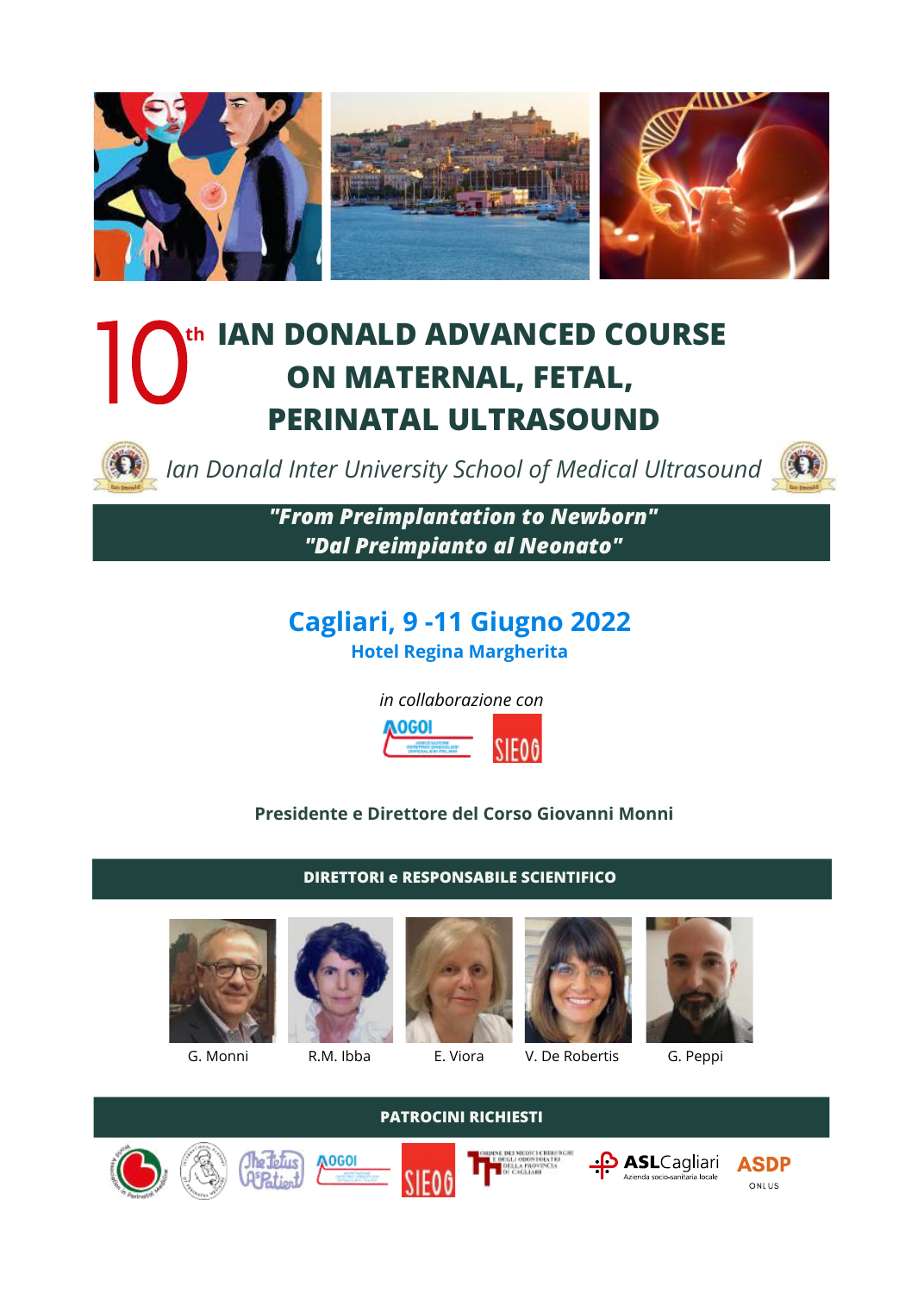# 10th IAN DONALD ADVANCED COURSE ON MATERNAL, FETAL, PERINATAL ULTRASOUND

*Ian Donald Inter University School of Medical Ultrasound*

***"From Preimplantation to Newborn"***
***"Dal Preimpianto al Neonato"***

## Cagliari, 9 -11 Giugno 2022

### Hotel Regina Margherita

*in collaborazione con*

AOGOI SIEOG

**Presidente e Direttore del Corso Giovanni Monni**

## DIRETTORI e RESPONSABILE SCIENTIFICO

G. Monni

R.M. Ibba

E. Viora

V. De Robertis

G. Peppi

## PATROCINI RICHIESTI

The Fetus As A Patient · AOGOI · SIEOG · Ordine dei Medici Chirurghi e degli Odontoiatri della Provincia di Cagliari · ASL Cagliari Azienda socio-sanitaria locale · ASDP ONLUS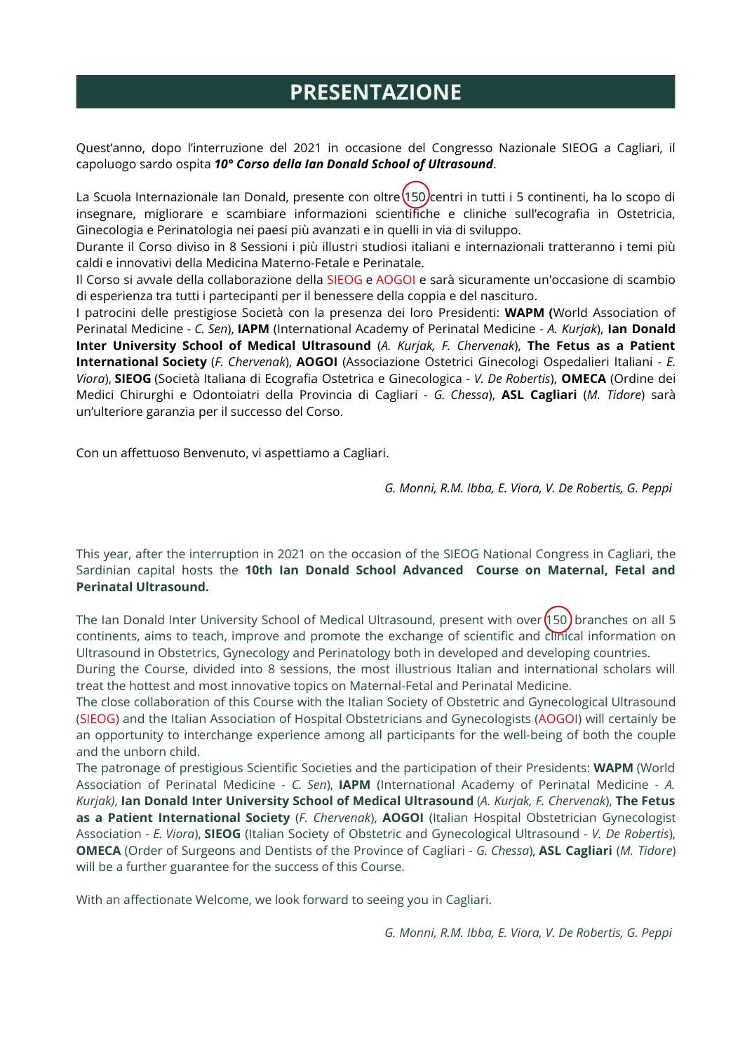# PRESENTAZIONE

Quest'anno, dopo l'interruzione del 2021 in occasione del Congresso Nazionale SIEOG a Cagliari, il capoluogo sardo ospita ***10° Corso della Ian Donald School of Ultrasound***.

La Scuola Internazionale Ian Donald, presente con oltre 150 centri in tutti i 5 continenti, ha lo scopo di insegnare, migliorare e scambiare informazioni scientifiche e cliniche sull'ecografia in Ostetricia, Ginecologia e Perinatologia nei paesi più avanzati e in quelli in via di sviluppo.
Durante il Corso diviso in 8 Sessioni i più illustri studiosi italiani e internazionali tratteranno i temi più caldi e innovativi della Medicina Materno-Fetale e Perinatale.
Il Corso si avvale della collaborazione della SIEOG e AOGOI e sarà sicuramente un'occasione di scambio di esperienza tra tutti i partecipanti per il benessere della coppia e del nascituro.
I patrocini delle prestigiose Società con la presenza dei loro Presidenti: **WAPM (**World Association of Perinatal Medicine - *C. Sen*), **IAPM** (International Academy of Perinatal Medicine - *A. Kurjak*), **Ian Donald Inter University School of Medical Ultrasound** (*A. Kurjak, F. Chervenak*), **The Fetus as a Patient International Society** (*F. Chervenak*), **AOGOI** (Associazione Ostetrici Ginecologi Ospedalieri Italiani - *E. Viora*), **SIEOG** (Società Italiana di Ecografia Ostetrica e Ginecologica - *V. De Robertis*), **OMECA** (Ordine dei Medici Chirurghi e Odontoiatri della Provincia di Cagliari - *G. Chessa*), **ASL Cagliari** (*M. Tidore*) sarà un'ulteriore garanzia per il successo del Corso.

Con un affettuoso Benvenuto, vi aspettiamo a Cagliari.

*G. Monni, R.M. Ibba, E. Viora, V. De Robertis, G. Peppi*

This year, after the interruption in 2021 on the occasion of the SIEOG National Congress in Cagliari, the Sardinian capital hosts the **10th Ian Donald School Advanced Course on Maternal, Fetal and Perinatal Ultrasound.**

The Ian Donald Inter University School of Medical Ultrasound, present with over 150 branches on all 5 continents, aims to teach, improve and promote the exchange of scientific and clinical information on Ultrasound in Obstetrics, Gynecology and Perinatology both in developed and developing countries.
During the Course, divided into 8 sessions, the most illustrious Italian and international scholars will treat the hottest and most innovative topics on Maternal-Fetal and Perinatal Medicine.
The close collaboration of this Course with the Italian Society of Obstetric and Gynecological Ultrasound (SIEOG) and the Italian Association of Hospital Obstetricians and Gynecologists (AOGOI) will certainly be an opportunity to interchange experience among all participants for the well-being of both the couple and the unborn child.
The patronage of prestigious Scientific Societies and the participation of their Presidents: **WAPM** (World Association of Perinatal Medicine - *C. Sen*), **IAPM** (International Academy of Perinatal Medicine - *A. Kurjak)*, **Ian Donald Inter University School of Medical Ultrasound** (*A. Kurjak, F. Chervenak*), **The Fetus as a Patient International Society** (*F. Chervenak*), **AOGOI** (Italian Hospital Obstetrician Gynecologist Association - *E. Viora*), **SIEOG** (Italian Society of Obstetric and Gynecological Ultrasound - *V. De Robertis*), **OMECA** (Order of Surgeons and Dentists of the Province of Cagliari - *G. Chessa*), **ASL Cagliari** (*M. Tidore*) will be a further guarantee for the success of this Course.

With an affectionate Welcome, we look forward to seeing you in Cagliari.

*G. Monni, R.M. Ibba, E. Viora, V. De Robertis, G. Peppi*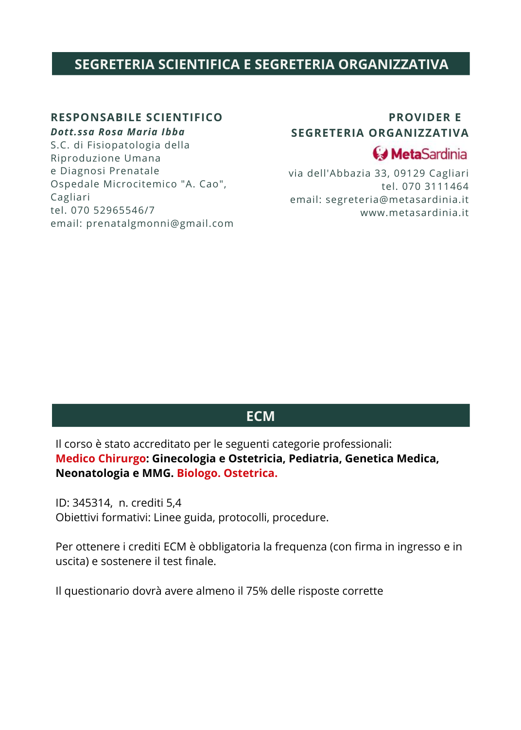## SEGRETERIA SCIENTIFICA E SEGRETERIA ORGANIZZATIVA

**RESPONSABILE SCIENTIFICO**
***Dott.ssa Rosa Maria Ibba***
S.C. di Fisiopatologia della Riproduzione Umana
e Diagnosi Prenatale
Ospedale Microcitemico "A. Cao", Cagliari
tel. 070 52965546/7
email: prenatalgmonni@gmail.com

**PROVIDER E SEGRETERIA ORGANIZZATIVA**
MetaSardinia
via dell'Abbazia 33, 09129 Cagliari
tel. 070 3111464
email: segreteria@metasardinia.it
www.metasardinia.it

## ECM

Il corso è stato accreditato per le seguenti categorie professionali:
**Medico Chirurgo: Ginecologia e Ostetricia, Pediatria, Genetica Medica, Neonatologia e MMG. Biologo. Ostetrica.**

ID: 345314, n. crediti 5,4
Obiettivi formativi: Linee guida, protocolli, procedure.

Per ottenere i crediti ECM è obbligatoria la frequenza (con firma in ingresso e in uscita) e sostenere il test finale.

Il questionario dovrà avere almeno il 75% delle risposte corrette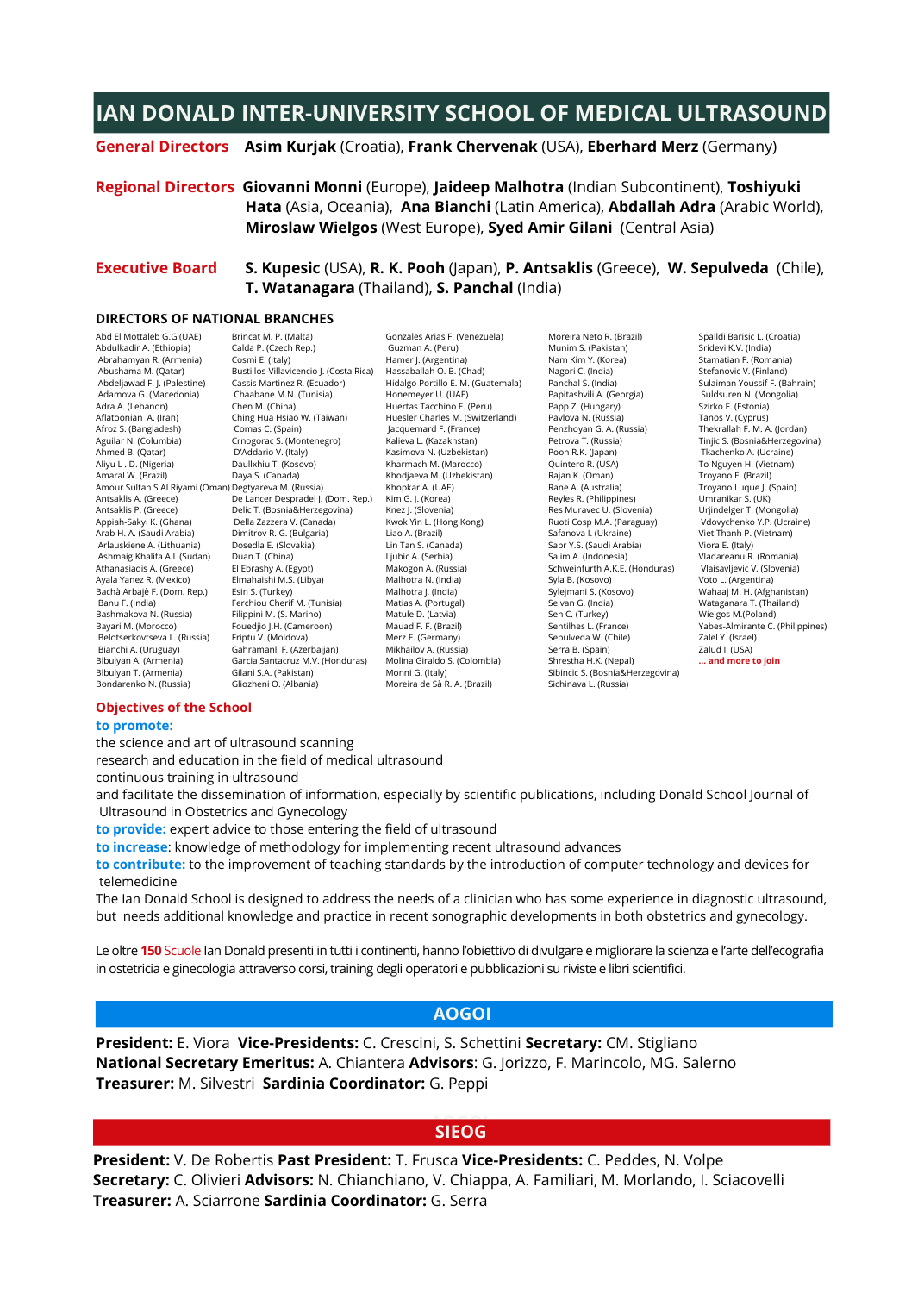# IAN DONALD INTER-UNIVERSITY SCHOOL OF MEDICAL ULTRASOUND

**General Directors** **Asim Kurjak** (Croatia), **Frank Chervenak** (USA), **Eberhard Merz** (Germany)

**Regional Directors** **Giovanni Monni** (Europe), **Jaideep Malhotra** (Indian Subcontinent), **Toshiyuki Hata** (Asia, Oceania), **Ana Bianchi** (Latin America), **Abdallah Adra** (Arabic World), **Miroslaw Wielgos** (West Europe), **Syed Amir Gilani** (Central Asia)

**Executive Board** **S. Kupesic** (USA), **R. K. Pooh** (Japan), **P. Antsaklis** (Greece), **W. Sepulveda** (Chile), **T. Watanagara** (Thailand), **S. Panchal** (India)

### DIRECTORS OF NATIONAL BRANCHES

Abd El Mottaleb G.G (UAE)
Abdulkadir A. (Ethiopia)
Abrahamyan R. (Armenia)
Abushama M. (Qatar)
Abdeljawad F. J. (Palestine)
Adamova G. (Macedonia)
Adra A. (Lebanon)
Aflatoonian A. (Iran)
Afroz S. (Bangladesh)
Aguilar N. (Columbia)
Ahmed B. (Qatar)
Aliyu L . D. (Nigeria)
Amaral W. (Brazil)
Amour Sultan S.Al Riyami (Oman)
Antsaklis A. (Greece)
Antsaklis P. (Greece)
Appiah-Sakyi K. (Ghana)
Arab H. A. (Saudi Arabia)
Arlauskiene A. (Lithuania)
Ashmaig Khalifa A.L (Sudan)
Athanasiadis A. (Greece)
Ayala Yanez R. (Mexico)
Bachà Arbajè F. (Dom. Rep.)
Banu F. (India)
Bashmakova N. (Russia)
Bayari M. (Morocco)
Belotserkovtseva L. (Russia)
Bianchi A. (Uruguay)
Blbulyan A. (Armenia)
Blbulyan T. (Armenia)
Bondarenko N. (Russia)
Brincat M. P. (Malta)
Calda P. (Czech Rep.)
Cosmi E. (Italy)
Bustillos-Villavicencio J. (Costa Rica)
Cassis Martinez R. (Ecuador)
Chaabane M.N. (Tunisia)
Chen M. (China)
Ching Hua Hsiao W. (Taiwan)
Comas C. (Spain)
Crnogorac S. (Montenegro)
D'Addario V. (Italy)
Daullxhiu T. (Kosovo)
Daya S. (Canada)
Degtyareva M. (Russia)
De Lancer Despradel J. (Dom. Rep.)
Delic T. (Bosnia&Herzegovina)
Della Zazzera V. (Canada)
Dimitrov R. G. (Bulgaria)
Dosedla E. (Slovakia)
Duan T. (China)
El Ebrashy A. (Egypt)
Elmahaishi M.S. (Libya)
Esin S. (Turkey)
Ferchiou Cherif M. (Tunisia)
Filippini M. (S. Marino)
Fouedjio J.H. (Cameroon)
Friptu V. (Moldova)
Gahramanli F. (Azerbaijan)
Garcia Santacruz M.V. (Honduras)
Gilani S.A. (Pakistan)
Gliozheni O. (Albania)
Gonzales Arias F. (Venezuela)
Guzman A. (Peru)
Hamer J. (Argentina)
Hassaballah O. B. (Chad)
Hidalgo Portillo E. M. (Guatemala)
Honemeyer U. (UAE)
Huertas Tacchino E. (Peru)
Huesler Charles M. (Switzerland)
Jacquemard F. (France)
Kalieva L. (Kazakhstan)
Kasimova N. (Uzbekistan)
Kharmach M. (Marocco)
Khodjaeva M. (Uzbekistan)
Khopkar A. (UAE)
Kim G. J. (Korea)
Knez J. (Slovenia)
Kwok Yin L. (Hong Kong)
Liao A. (Brazil)
Lin Tan S. (Canada)
Ljubic A. (Serbia)
Makogon A. (Russia)
Malhotra N. (India)
Malhotra J. (India)
Matias A. (Portugal)
Matule D. (Latvia)
Mauad F. F. (Brazil)
Merz E. (Germany)
Mikhailov A. (Russia)
Molina Giraldo S. (Colombia)
Monni G. (Italy)
Moreira de Sà R. A. (Brazil)
Moreira Neto R. (Brazil)
Munim S. (Pakistan)
Nam Kim Y. (Korea)
Nagori C. (India)
Panchal S. (India)
Papitashvili A. (Georgia)
Papp Z. (Hungary)
Pavlova N. (Russia)
Penzhoyan G. A. (Russia)
Petrova T. (Russia)
Pooh R.K. (Japan)
Quintero R. (USA)
Rajan K. (Oman)
Rane A. (Australia)
Reyles R. (Philippines)
Res Muravec U. (Slovenia)
Ruoti Cosp M.A. (Paraguay)
Safanova I. (Ukraine)
Sabr Y.S. (Saudi Arabia)
Salim A. (Indonesia)
Schweinfurth A.K.E. (Honduras)
Syla B. (Kosovo)
Sylejmani S. (Kosovo)
Selvan G. (India)
Sen C. (Turkey)
Sentilhes L. (France)
Sepulveda W. (Chile)
Serra B. (Spain)
Shrestha H.K. (Nepal)
Sibincic S. (Bosnia&Herzegovina)
Sichinava L. (Russia)
Spalldi Barisic L. (Croatia)
Sridevi K.V. (India)
Stamatian F. (Romania)
Stefanovic V. (Finland)
Sulaiman Youssif F. (Bahrain)
Suldsuren N. (Mongolia)
Szirko F. (Estonia)
Tanos V. (Cyprus)
Thekrallah F. M. A. (Jordan)
Tinjic S. (Bosnia&Herzegovina)
Tkachenko A. (Ucraine)
To Nguyen H. (Vietnam)
Troyano E. (Brazil)
Troyano Luque J. (Spain)
Umranikar S. (UK)
Urjindelger T. (Mongolia)
Vdovychenko Y.P. (Ucraine)
Viet Thanh P. (Vietnam)
Viora E. (Italy)
Vladareanu R. (Romania)
Vlaisavljevic V. (Slovenia)
Voto L. (Argentina)
Wahaaj M. H. (Afghanistan)
Wataganara T. (Thailand)
Wielgos M.(Poland)
Yabes-Almirante C. (Philippines)
Zalel Y. (Israel)
Zalud I. (USA)
**... and more to join**

### Objectives of the School

**to promote:**
the science and art of ultrasound scanning
research and education in the field of medical ultrasound
continuous training in ultrasound
and facilitate the dissemination of information, especially by scientific publications, including Donald School Journal of Ultrasound in Obstetrics and Gynecology
**to provide:** expert advice to those entering the field of ultrasound
**to increase:** knowledge of methodology for implementing recent ultrasound advances
**to contribute:** to the improvement of teaching standards by the introduction of computer technology and devices for telemedicine
The Ian Donald School is designed to address the needs of a clinician who has some experience in diagnostic ultrasound, but needs additional knowledge and practice in recent sonographic developments in both obstetrics and gynecology.

Le oltre **150** Scuole Ian Donald presenti in tutti i continenti, hanno l'obiettivo di divulgare e migliorare la scienza e l'arte dell'ecografia in ostetricia e ginecologia attraverso corsi, training degli operatori e pubblicazioni su riviste e libri scientifici.

## AOGOI

**President:** E. Viora **Vice-Presidents:** C. Crescini, S. Schettini **Secretary:** CM. Stigliano
**National Secretary Emeritus:** A. Chiantera **Advisors**: G. Jorizzo, F. Marincolo, MG. Salerno
**Treasurer:** M. Silvestri **Sardinia Coordinator:** G. Peppi

## SIEOG

**President:** V. De Robertis **Past President:** T. Frusca **Vice-Presidents:** C. Peddes, N. Volpe
**Secretary:** C. Olivieri **Advisors:** N. Chianchiano, V. Chiappa, A. Familiari, M. Morlando, I. Sciacovelli
**Treasurer:** A. Sciarrone **Sardinia Coordinator:** G. Serra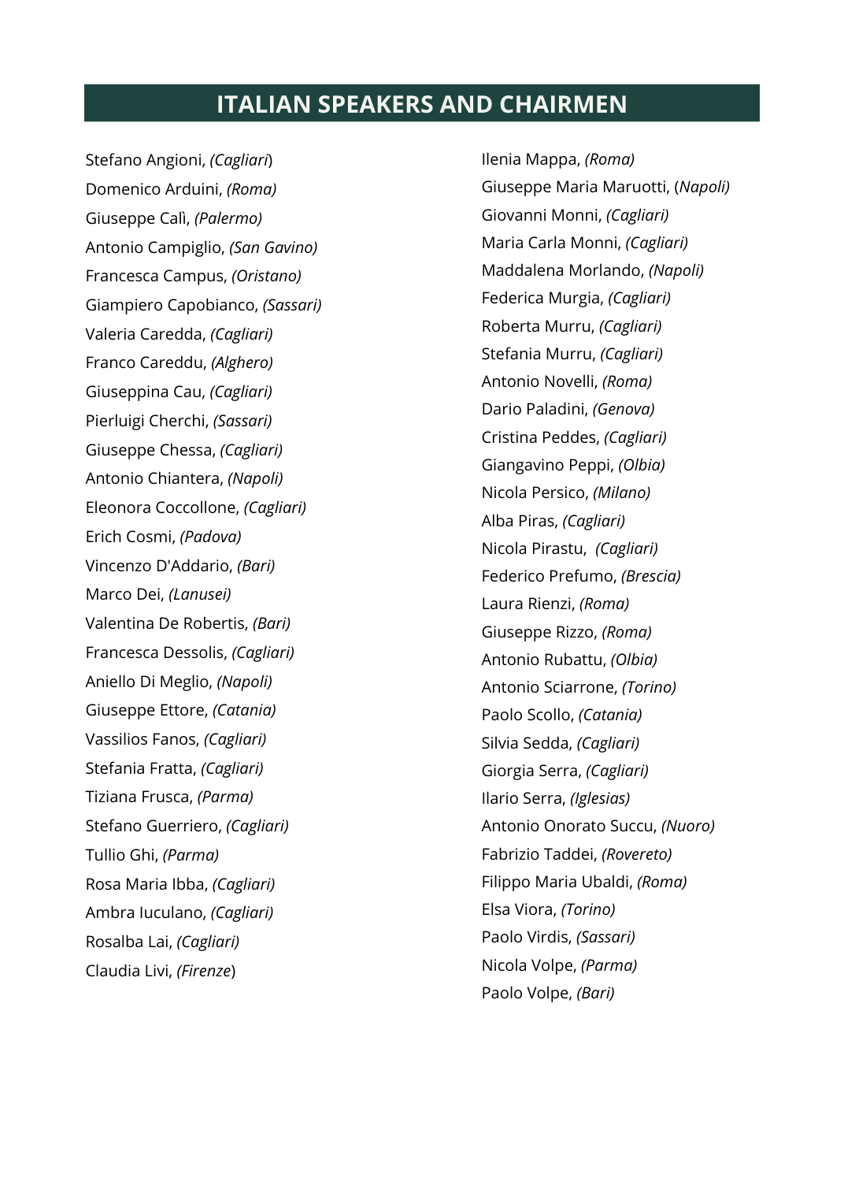# ITALIAN SPEAKERS AND CHAIRMEN

Stefano Angioni, *(Cagliari*)
Domenico Arduini, *(Roma)*
Giuseppe Calì, *(Palermo)*
Antonio Campiglio, *(San Gavino)*
Francesca Campus, *(Oristano)*
Giampiero Capobianco, *(Sassari)*
Valeria Caredda, *(Cagliari)*
Franco Careddu, *(Alghero)*
Giuseppina Cau, *(Cagliari)*
Pierluigi Cherchi, *(Sassari)*
Giuseppe Chessa, *(Cagliari)*
Antonio Chiantera, *(Napoli)*
Eleonora Coccollone, *(Cagliari)*
Erich Cosmi, *(Padova)*
Vincenzo D'Addario, *(Bari)*
Marco Dei, *(Lanusei)*
Valentina De Robertis, *(Bari)*
Francesca Dessolis, *(Cagliari)*
Aniello Di Meglio, *(Napoli)*
Giuseppe Ettore, *(Catania)*
Vassilios Fanos, *(Cagliari)*
Stefania Fratta, *(Cagliari)*
Tiziana Frusca, *(Parma)*
Stefano Guerriero, *(Cagliari)*
Tullio Ghi, *(Parma)*
Rosa Maria Ibba, *(Cagliari)*
Ambra Iuculano, *(Cagliari)*
Rosalba Lai, *(Cagliari)*
Claudia Livi, *(Firenze*)
Ilenia Mappa, *(Roma)*
Giuseppe Maria Maruotti, (*Napoli)*
Giovanni Monni, *(Cagliari)*
Maria Carla Monni, *(Cagliari)*
Maddalena Morlando, *(Napoli)*
Federica Murgia, *(Cagliari)*
Roberta Murru, *(Cagliari)*
Stefania Murru, *(Cagliari)*
Antonio Novelli, *(Roma)*
Dario Paladini, *(Genova)*
Cristina Peddes, *(Cagliari)*
Giangavino Peppi, *(Olbia)*
Nicola Persico, *(Milano)*
Alba Piras, *(Cagliari)*
Nicola Pirastu, *(Cagliari)*
Federico Prefumo, *(Brescia)*
Laura Rienzi, *(Roma)*
Giuseppe Rizzo, *(Roma)*
Antonio Rubattu, *(Olbia)*
Antonio Sciarrone, *(Torino)*
Paolo Scollo, *(Catania)*
Silvia Sedda, *(Cagliari)*
Giorgia Serra, *(Cagliari)*
Ilario Serra, *(Iglesias)*
Antonio Onorato Succu, *(Nuoro)*
Fabrizio Taddei, *(Rovereto)*
Filippo Maria Ubaldi, *(Roma)*
Elsa Viora, *(Torino)*
Paolo Virdis, *(Sassari)*
Nicola Volpe, *(Parma)*
Paolo Volpe, *(Bari)*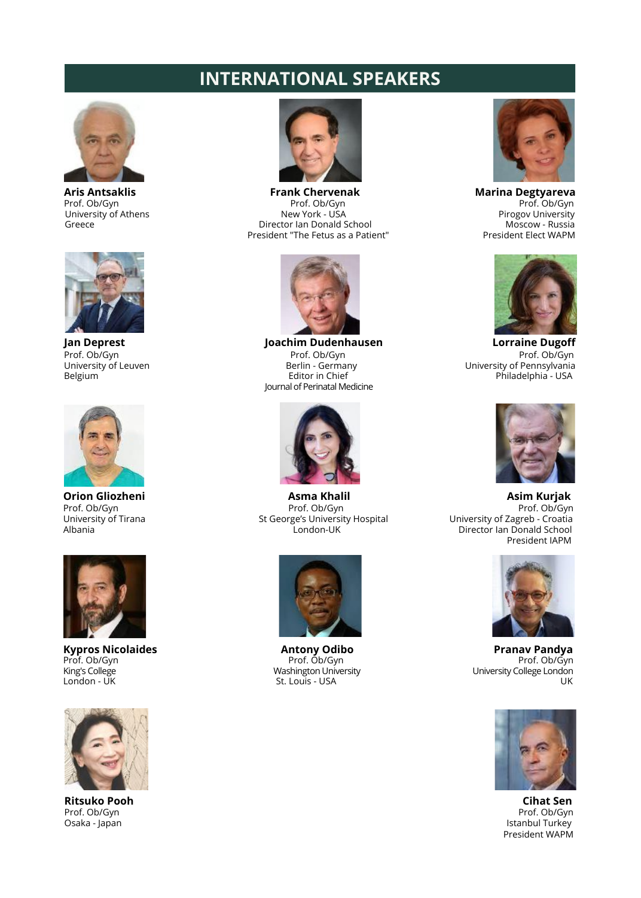# INTERNATIONAL SPEAKERS

**Aris Antsaklis**
Prof. Ob/Gyn
University of Athens
Greece

**Frank Chervenak**
Prof. Ob/Gyn
New York - USA
Director Ian Donald School
President "The Fetus as a Patient"

**Marina Degtyareva**
Prof. Ob/Gyn
Pirogov University
Moscow - Russia
President Elect WAPM

**Jan Deprest**
Prof. Ob/Gyn
University of Leuven
Belgium

**Joachim Dudenhausen**
Prof. Ob/Gyn
Berlin - Germany
Editor in Chief
Journal of Perinatal Medicine

**Lorraine Dugoff**
Prof. Ob/Gyn
University of Pennsylvania
Philadelphia - USA

**Orion Gliozheni**
Prof. Ob/Gyn
University of Tirana
Albania

**Asma Khalil**
Prof. Ob/Gyn
St George's University Hospital
London-UK

**Asim Kurjak**
Prof. Ob/Gyn
University of Zagreb - Croatia
Director Ian Donald School
President IAPM

**Kypros Nicolaides**
Prof. Ob/Gyn
King's College
London - UK

**Antony Odibo**
Prof. Ob/Gyn
Washington University
St. Louis - USA

**Pranav Pandya**
Prof. Ob/Gyn
University College London
UK

**Ritsuko Pooh**
Prof. Ob/Gyn
Osaka - Japan

**Cihat Sen**
Prof. Ob/Gyn
Istanbul Turkey
President WAPM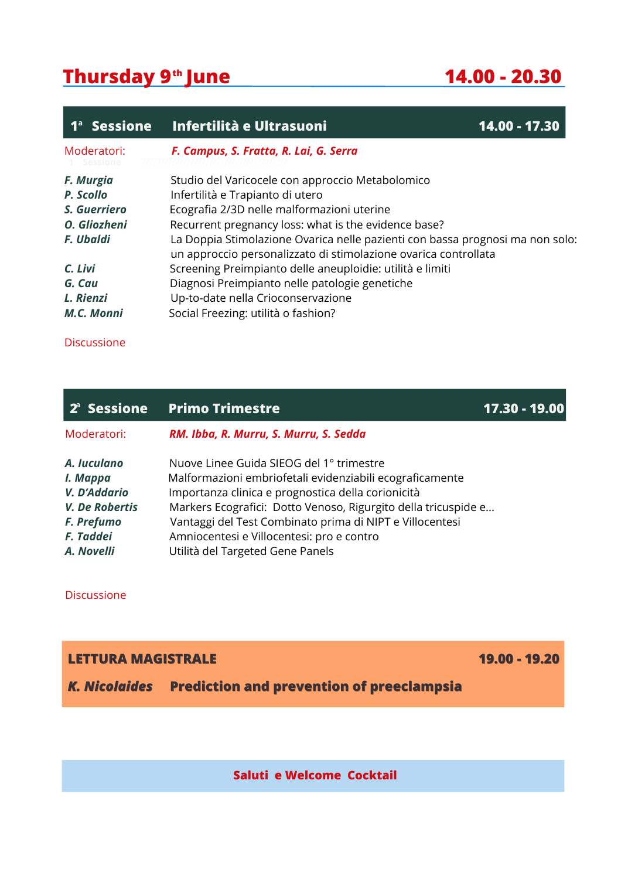# Thursday 9th June — 14.00 - 20.30

## 1ª Sessione — Infertilità e Ultrasuoni — 14.00 - 17.30

Moderatori: ***F. Campus, S. Fratta, R. Lai, G. Serra***

| | |
|---|---|
| ***F. Murgia*** | Studio del Varicocele con approccio Metabolomico |
| ***P. Scollo*** | Infertilità e Trapianto di utero |
| ***S. Guerriero*** | Ecografia 2/3D nelle malformazioni uterine |
| ***O. Gliozheni*** | Recurrent pregnancy loss: what is the evidence base? |
| ***F. Ubaldi*** | La Doppia Stimolazione Ovarica nelle pazienti con bassa prognosi ma non solo: un approccio personalizzato di stimolazione ovarica controllata |
| ***C. Livi*** | Screening Preimpianto delle aneuploidie: utilità e limiti |
| ***G. Cau*** | Diagnosi Preimpianto nelle patologie genetiche |
| ***L. Rienzi*** | Up-to-date nella Crioconservazione |
| ***M.C. Monni*** | Social Freezing: utilità o fashion? |

Discussione

## 2ª Sessione — Primo Trimestre — 17.30 - 19.00

Moderatori: ***RM. Ibba, R. Murru, S. Murru, S. Sedda***

| | |
|---|---|
| ***A. Iuculano*** | Nuove Linee Guida SIEOG del 1° trimestre |
| ***I. Mappa*** | Malformazioni embriofetali evidenziabili ecograficamente |
| ***V. D'Addario*** | Importanza clinica e prognostica della corionicità |
| ***V. De Robertis*** | Markers Ecografici: Dotto Venoso, Rigurgito della tricuspide e... |
| ***F. Prefumo*** | Vantaggi del Test Combinato prima di NIPT e Villocentesi |
| ***F. Taddei*** | Amniocentesi e Villocentesi: pro e contro |
| ***A. Novelli*** | Utilità del Targeted Gene Panels |

Discussione

## LETTURA MAGISTRALE — 19.00 - 19.20

***K. Nicolaides*** **Prediction and prevention of preeclampsia**

**Saluti e Welcome Cocktail**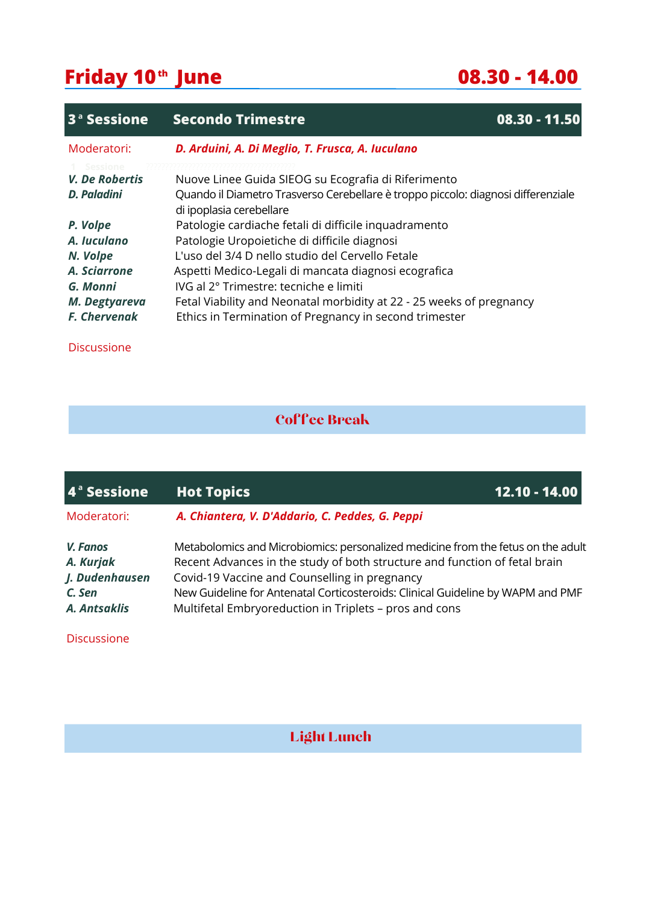# Friday 10th June — 08.30 - 14.00

## 3ª Sessione — Secondo Trimestre — 08.30 - 11.50

Moderatori: ***D. Arduini, A. Di Meglio, T. Frusca, A. Iuculano***

| | |
|---|---|
| ***V. De Robertis*** | Nuove Linee Guida SIEOG su Ecografia di Riferimento |
| ***D. Paladini*** | Quando il Diametro Trasverso Cerebellare è troppo piccolo: diagnosi differenziale di ipoplasia cerebellare |
| ***P. Volpe*** | Patologie cardiache fetali di difficile inquadramento |
| ***A. Iuculano*** | Patologie Uropoietiche di difficile diagnosi |
| ***N. Volpe*** | L'uso del 3/4 D nello studio del Cervello Fetale |
| ***A. Sciarrone*** | Aspetti Medico-Legali di mancata diagnosi ecografica |
| ***G. Monni*** | IVG al 2° Trimestre: tecniche e limiti |
| ***M. Degtyareva*** | Fetal Viability and Neonatal morbidity at 22 - 25 weeks of pregnancy |
| ***F. Chervenak*** | Ethics in Termination of Pregnancy in second trimester |

Discussione

**Coffee Break**

## 4ª Sessione — Hot Topics — 12.10 - 14.00

Moderatori: ***A. Chiantera, V. D'Addario, C. Peddes, G. Peppi***

| | |
|---|---|
| ***V. Fanos*** | Metabolomics and Microbiomics: personalized medicine from the fetus on the adult |
| ***A. Kurjak*** | Recent Advances in the study of both structure and function of fetal brain |
| ***J. Dudenhausen*** | Covid-19 Vaccine and Counselling in pregnancy |
| ***C. Sen*** | New Guideline for Antenatal Corticosteroids: Clinical Guideline by WAPM and PMF |
| ***A. Antsaklis*** | Multifetal Embryoreduction in Triplets – pros and cons |

Discussione

**Light Lunch**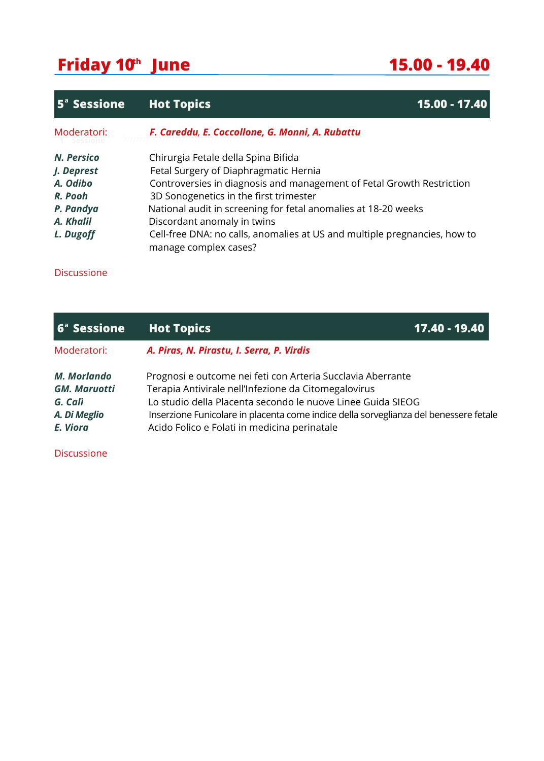## Friday 10th June — 15.00 - 19.40

### 5ª Sessione — Hot Topics — 15.00 - 17.40

Moderatori: ***F. Careddu, E. Coccollone, G. Monni, A. Rubattu***

| | |
|---|---|
| ***N. Persico*** | Chirurgia Fetale della Spina Bifida |
| ***J. Deprest*** | Fetal Surgery of Diaphragmatic Hernia |
| ***A. Odibo*** | Controversies in diagnosis and management of Fetal Growth Restriction |
| ***R. Pooh*** | 3D Sonogenetics in the first trimester |
| ***P. Pandya*** | National audit in screening for fetal anomalies at 18-20 weeks |
| ***A. Khalil*** | Discordant anomaly in twins |
| ***L. Dugoff*** | Cell-free DNA: no calls, anomalies at US and multiple pregnancies, how to manage complex cases? |

Discussione

### 6ª Sessione — Hot Topics — 17.40 - 19.40

Moderatori: ***A. Piras, N. Pirastu, I. Serra, P. Virdis***

| | |
|---|---|
| ***M. Morlando*** | Prognosi e outcome nei feti con Arteria Succlavia Aberrante |
| ***GM. Maruotti*** | Terapia Antivirale nell'Infezione da Citomegalovirus |
| ***G. Calì*** | Lo studio della Placenta secondo le nuove Linee Guida SIEOG |
| ***A. Di Meglio*** | Inserzione Funicolare in placenta come indice della sorveglianza del benessere fetale |
| ***E. Viora*** | Acido Folico e Folati in medicina perinatale |

Discussione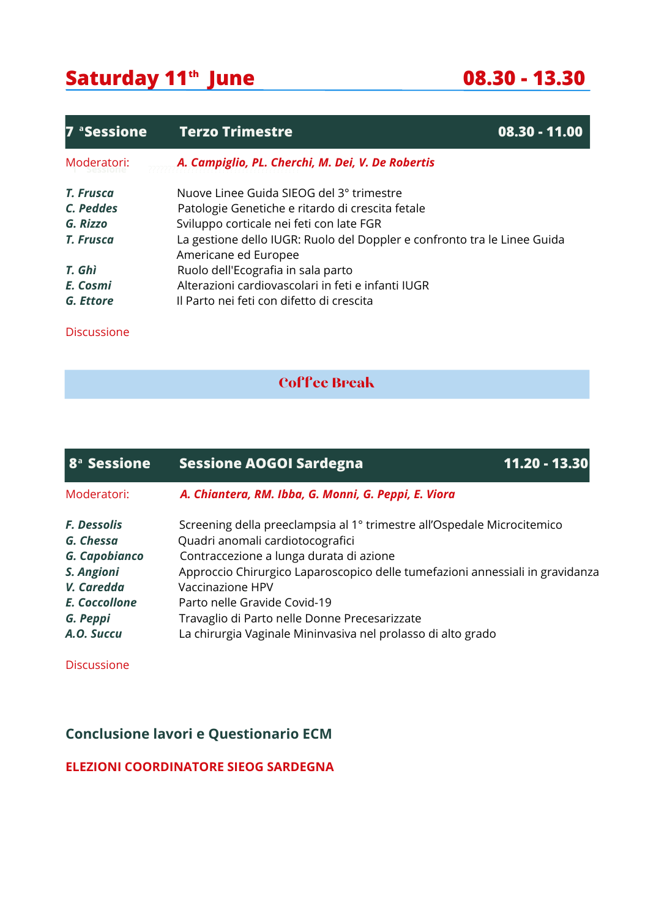## Saturday 11th June — 08.30 - 13.30

### 7ª Sessione — Terzo Trimestre — 08.30 - 11.00

Moderatori: ***A. Campiglio, PL. Cherchi, M. Dei, V. De Robertis***

***T. Frusca*** — Nuove Linee Guida SIEOG del 3° trimestre
***C. Peddes*** — Patologie Genetiche e ritardo di crescita fetale
***G. Rizzo*** — Sviluppo corticale nei feti con late FGR
***T. Frusca*** — La gestione dello IUGR: Ruolo del Doppler e confronto tra le Linee Guida Americane ed Europee
***T. Ghì*** — Ruolo dell'Ecografia in sala parto
***E. Cosmi*** — Alterazioni cardiovascolari in feti e infanti IUGR
***G. Ettore*** — Il Parto nei feti con difetto di crescita

Discussione

**Coffee Break**

### 8ª Sessione — Sessione AOGOI Sardegna — 11.20 - 13.30

Moderatori: ***A. Chiantera, RM. Ibba, G. Monni, G. Peppi, E. Viora***

***F. Dessolis*** — Screening della preeclampsia al 1° trimestre all'Ospedale Microcitemico
***G. Chessa*** — Quadri anomali cardiotocografici
***G. Capobianco*** — Contraccezione a lunga durata di azione
***S. Angioni*** — Approccio Chirurgico Laparoscopico delle tumefazioni annessiali in gravidanza
***V. Caredda*** — Vaccinazione HPV
***E. Coccollone*** — Parto nelle Gravide Covid-19
***G. Peppi*** — Travaglio di Parto nelle Donne Precesarizzate
***A.O. Succu*** — La chirurgia Vaginale Mininvasiva nel prolasso di alto grado

Discussione

### Conclusione lavori e Questionario ECM

**ELEZIONI COORDINATORE SIEOG SARDEGNA**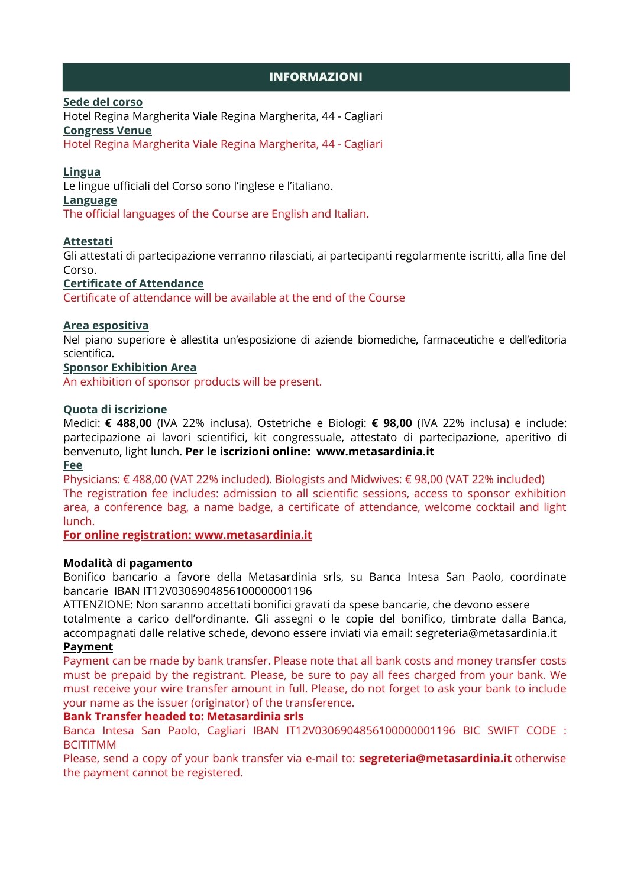## INFORMAZIONI

**Sede del corso**
Hotel Regina Margherita Viale Regina Margherita, 44 - Cagliari
**Congress Venue**
Hotel Regina Margherita Viale Regina Margherita, 44 - Cagliari

**Lingua**
Le lingue ufficiali del Corso sono l'inglese e l'italiano.
**Language**
The official languages of the Course are English and Italian.

**Attestati**
Gli attestati di partecipazione verranno rilasciati, ai partecipanti regolarmente iscritti, alla fine del Corso.
**Certificate of Attendance**
Certificate of attendance will be available at the end of the Course

**Area espositiva**
Nel piano superiore è allestita un'esposizione di aziende biomediche, farmaceutiche e dell'editoria scientifica.
**Sponsor Exhibition Area**
An exhibition of sponsor products will be present.

**Quota di iscrizione**
Medici: **€ 488,00** (IVA 22% inclusa). Ostetriche e Biologi: **€ 98,00** (IVA 22% inclusa) e include: partecipazione ai lavori scientifici, kit congressuale, attestato di partecipazione, aperitivo di benvenuto, light lunch. **Per le iscrizioni online: www.metasardinia.it**
**Fee**
Physicians: € 488,00 (VAT 22% included). Biologists and Midwives: € 98,00 (VAT 22% included)
The registration fee includes: admission to all scientific sessions, access to sponsor exhibition area, a conference bag, a name badge, a certificate of attendance, welcome cocktail and light lunch.
**For online registration: www.metasardinia.it**

**Modalità di pagamento**
Bonifico bancario a favore della Metasardinia srls, su Banca Intesa San Paolo, coordinate bancarie IBAN IT12V0306904856100000001196
ATTENZIONE: Non saranno accettati bonifici gravati da spese bancarie, che devono essere totalmente a carico dell'ordinante. Gli assegni o le copie del bonifico, timbrate dalla Banca, accompagnati dalle relative schede, devono essere inviati via email: segreteria@metasardinia.it
**Payment**
Payment can be made by bank transfer. Please note that all bank costs and money transfer costs must be prepaid by the registrant. Please, be sure to pay all fees charged from your bank. We must receive your wire transfer amount in full. Please, do not forget to ask your bank to include your name as the issuer (originator) of the transference.
**Bank Transfer headed to: Metasardinia srls**
Banca Intesa San Paolo, Cagliari IBAN IT12V0306904856100000001196 BIC SWIFT CODE : BCITITMM
Please, send a copy of your bank transfer via e-mail to: **segreteria@metasardinia.it** otherwise the payment cannot be registered.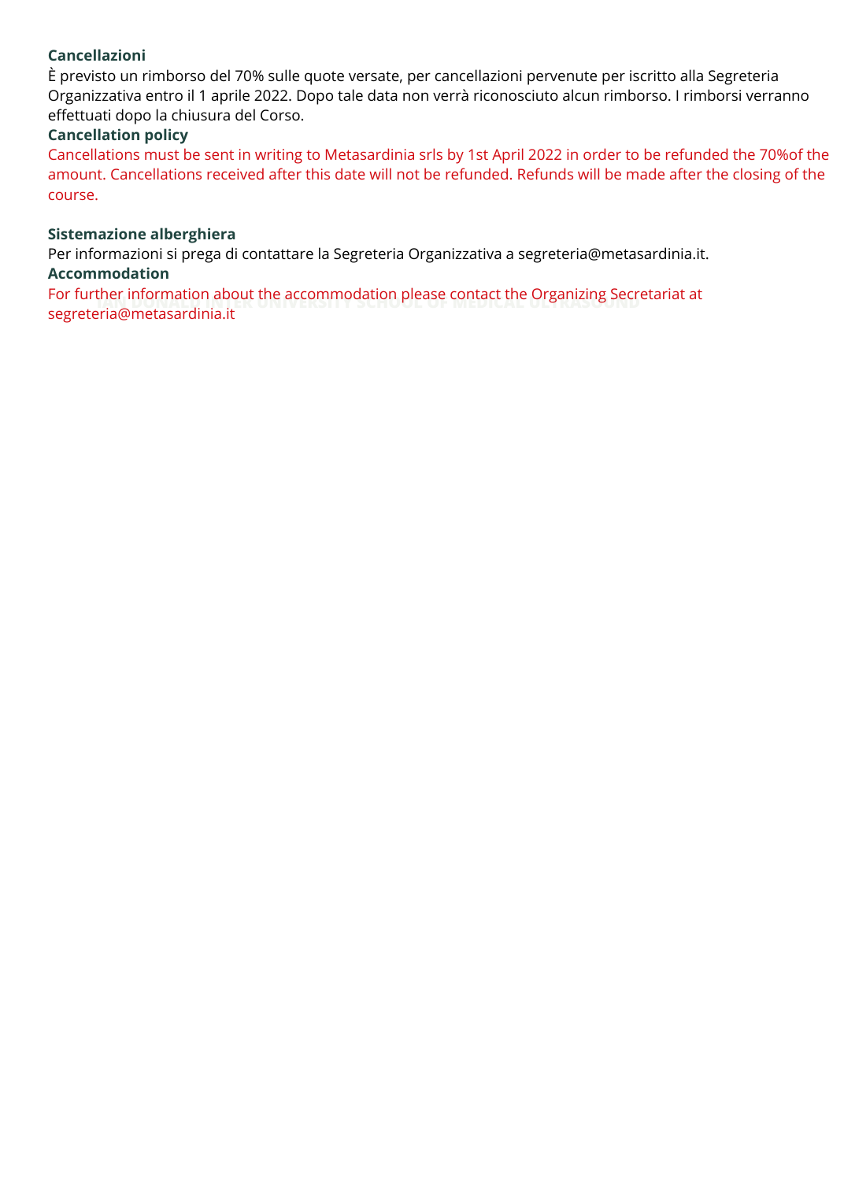**Cancellazioni**

È previsto un rimborso del 70% sulle quote versate, per cancellazioni pervenute per iscritto alla Segreteria Organizzativa entro il 1 aprile 2022. Dopo tale data non verrà riconosciuto alcun rimborso. I rimborsi verranno effettuati dopo la chiusura del Corso.

**Cancellation policy**

Cancellations must be sent in writing to Metasardinia srls by 1st April 2022 in order to be refunded the 70%of the amount. Cancellations received after this date will not be refunded. Refunds will be made after the closing of the course.

**Sistemazione alberghiera**

Per informazioni si prega di contattare la Segreteria Organizzativa a segreteria@metasardinia.it.

**Accommodation**

For further information about the accommodation please contact the Organizing Secretariat at segreteria@metasardinia.it